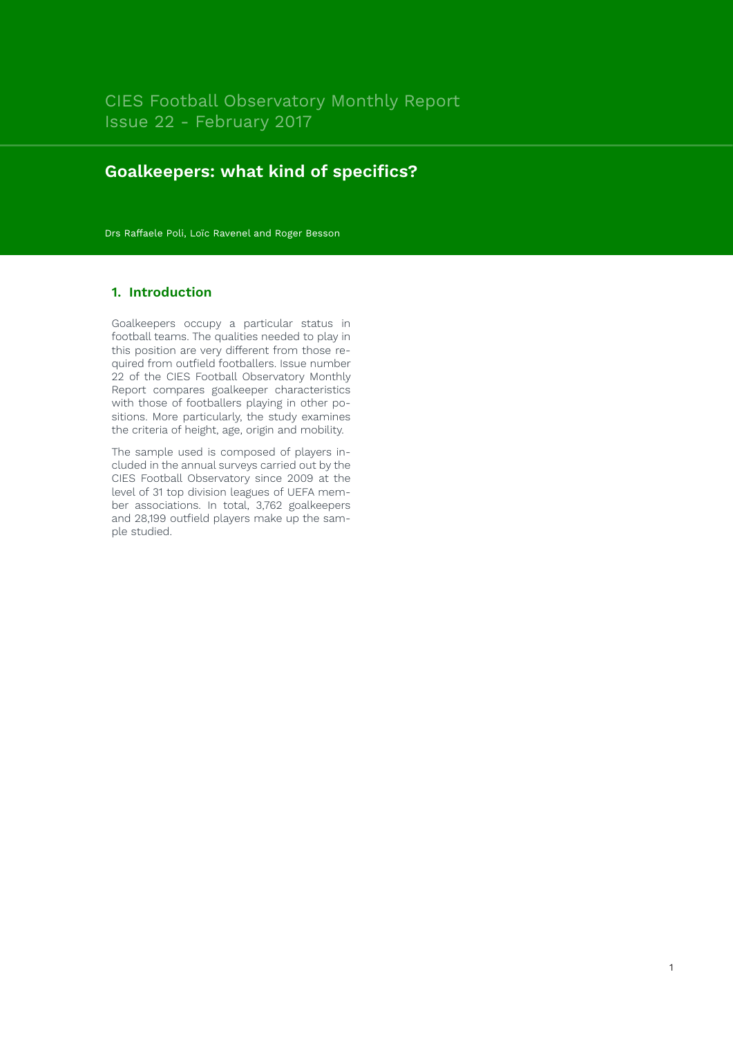CIES Football Observatory Monthly Report
Issue 22 - February 2017

# Goalkeepers: what kind of specifics?

Drs Raffaele Poli, Loïc Ravenel and Roger Besson

## 1. Introduction

Goalkeepers occupy a particular status in football teams. The qualities needed to play in this position are very different from those required from outfield footballers. Issue number 22 of the CIES Football Observatory Monthly Report compares goalkeeper characteristics with those of footballers playing in other positions. More particularly, the study examines the criteria of height, age, origin and mobility.

The sample used is composed of players included in the annual surveys carried out by the CIES Football Observatory since 2009 at the level of 31 top division leagues of UEFA member associations. In total, 3,762 goalkeepers and 28,199 outfield players make up the sample studied.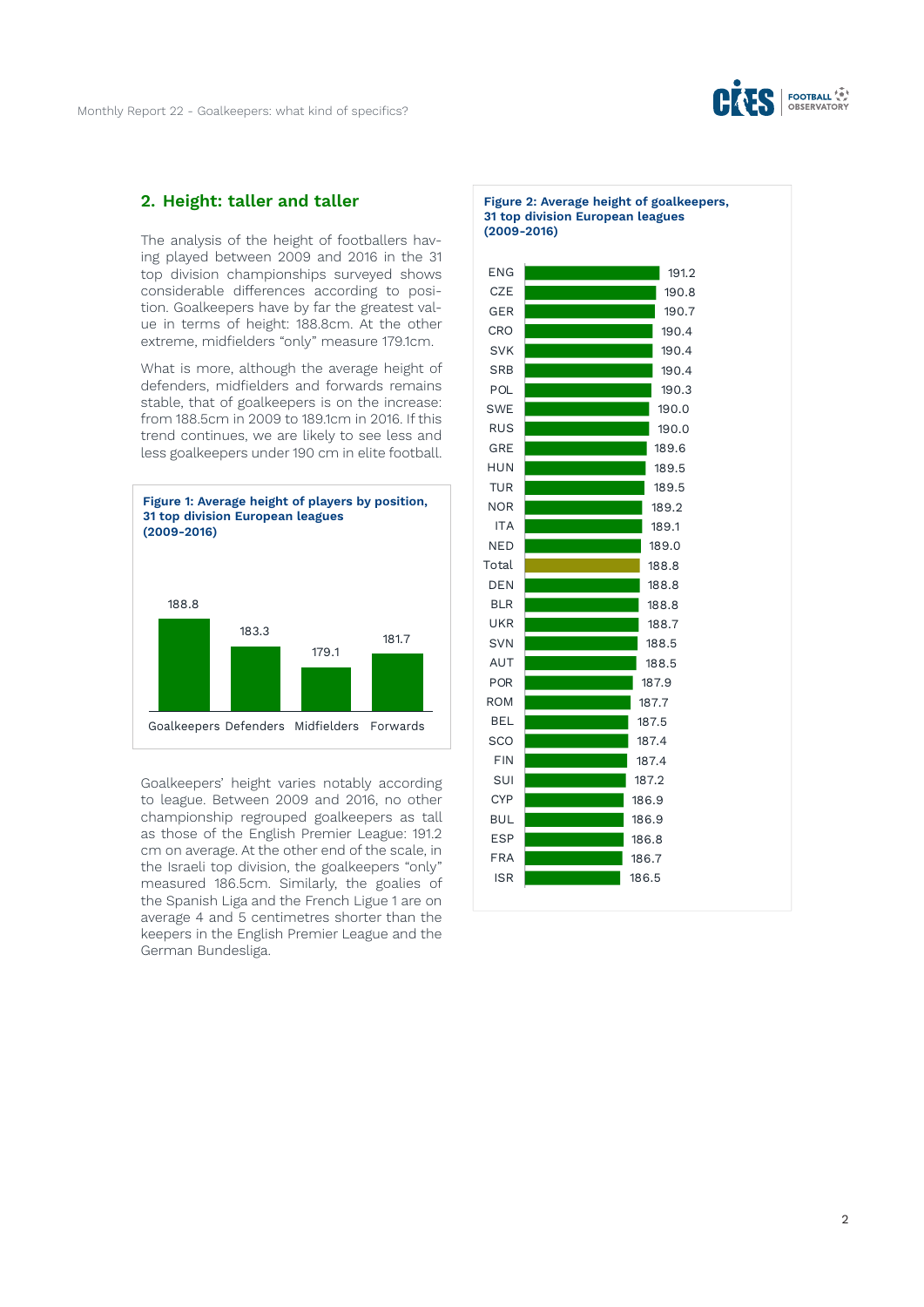## 2. Height: taller and taller

The analysis of the height of footballers having played between 2009 and 2016 in the 31 top division championships surveyed shows considerable differences according to position. Goalkeepers have by far the greatest value in terms of height: 188.8cm. At the other extreme, midfielders "only" measure 179.1cm.

What is more, although the average height of defenders, midfielders and forwards remains stable, that of goalkeepers is on the increase: from 188.5cm in 2009 to 189.1cm in 2016. If this trend continues, we are likely to see less and less goalkeepers under 190 cm in elite football.

**Figure 1: Average height of players by position, 31 top division European leagues (2009-2016)**

| Position | Height (cm) |
|---|---|
| Goalkeepers | 188.8 |
| Defenders | 183.3 |
| Midfielders | 179.1 |
| Forwards | 181.7 |

Goalkeepers' height varies notably according to league. Between 2009 and 2016, no other championship regrouped goalkeepers as tall as those of the English Premier League: 191.2 cm on average. At the other end of the scale, in the Israeli top division, the goalkeepers "only" measured 186.5cm. Similarly, the goalies of the Spanish Liga and the French Ligue 1 are on average 4 and 5 centimetres shorter than the keepers in the English Premier League and the German Bundesliga.

**Figure 2: Average height of goalkeepers, 31 top division European leagues (2009-2016)**

| League | Height (cm) |
|---|---|
| ENG | 191.2 |
| CZE | 190.8 |
| GER | 190.7 |
| CRO | 190.4 |
| SVK | 190.4 |
| SRB | 190.4 |
| POL | 190.3 |
| SWE | 190.0 |
| RUS | 190.0 |
| GRE | 189.6 |
| HUN | 189.5 |
| TUR | 189.5 |
| NOR | 189.2 |
| ITA | 189.1 |
| NED | 189.0 |
| Total | 188.8 |
| DEN | 188.8 |
| BLR | 188.8 |
| UKR | 188.7 |
| SVN | 188.5 |
| AUT | 188.5 |
| POR | 187.9 |
| ROM | 187.7 |
| BEL | 187.5 |
| SCO | 187.4 |
| FIN | 187.4 |
| SUI | 187.2 |
| CYP | 186.9 |
| BUL | 186.9 |
| ESP | 186.8 |
| FRA | 186.7 |
| ISR | 186.5 |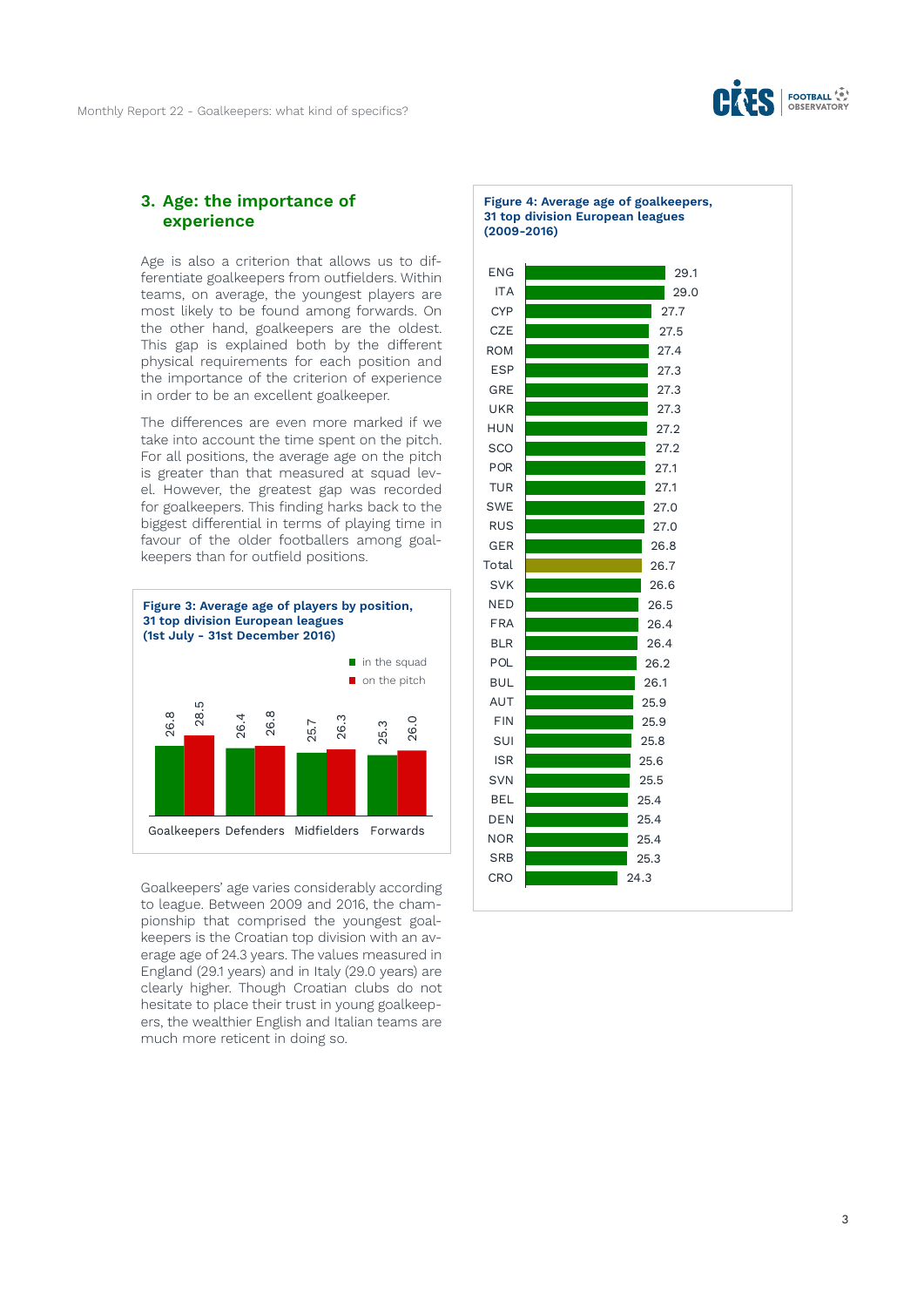## 3. Age: the importance of experience

Age is also a criterion that allows us to differentiate goalkeepers from outfielders. Within teams, on average, the youngest players are most likely to be found among forwards. On the other hand, goalkeepers are the oldest. This gap is explained both by the different physical requirements for each position and the importance of the criterion of experience in order to be an excellent goalkeeper.

The differences are even more marked if we take into account the time spent on the pitch. For all positions, the average age on the pitch is greater than that measured at squad level. However, the greatest gap was recorded for goalkeepers. This finding harks back to the biggest differential in terms of playing time in favour of the older footballers among goalkeepers than for outfield positions.

**Figure 3: Average age of players by position, 31 top division European leagues (1st July - 31st December 2016)**

| | in the squad | on the pitch |
|---|---|---|
| Goalkeepers | 26.8 | 28.5 |
| Defenders | 26.4 | 26.8 |
| Midfielders | 25.7 | 26.3 |
| Forwards | 25.3 | 26.0 |

Goalkeepers' age varies considerably according to league. Between 2009 and 2016, the championship that comprised the youngest goalkeepers is the Croatian top division with an average age of 24.3 years. The values measured in England (29.1 years) and in Italy (29.0 years) are clearly higher. Though Croatian clubs do not hesitate to place their trust in young goalkeepers, the wealthier English and Italian teams are much more reticent in doing so.

**Figure 4: Average age of goalkeepers, 31 top division European leagues (2009-2016)**

| League | Average age |
|---|---|
| ENG | 29.1 |
| ITA | 29.0 |
| CYP | 27.7 |
| CZE | 27.5 |
| ROM | 27.4 |
| ESP | 27.3 |
| GRE | 27.3 |
| UKR | 27.3 |
| HUN | 27.2 |
| SCO | 27.2 |
| POR | 27.1 |
| TUR | 27.1 |
| SWE | 27.0 |
| RUS | 27.0 |
| GER | 26.8 |
| Total | 26.7 |
| SVK | 26.6 |
| NED | 26.5 |
| FRA | 26.4 |
| BLR | 26.4 |
| POL | 26.2 |
| BUL | 26.1 |
| AUT | 25.9 |
| FIN | 25.9 |
| SUI | 25.8 |
| ISR | 25.6 |
| SVN | 25.5 |
| BEL | 25.4 |
| DEN | 25.4 |
| NOR | 25.4 |
| SRB | 25.3 |
| CRO | 24.3 |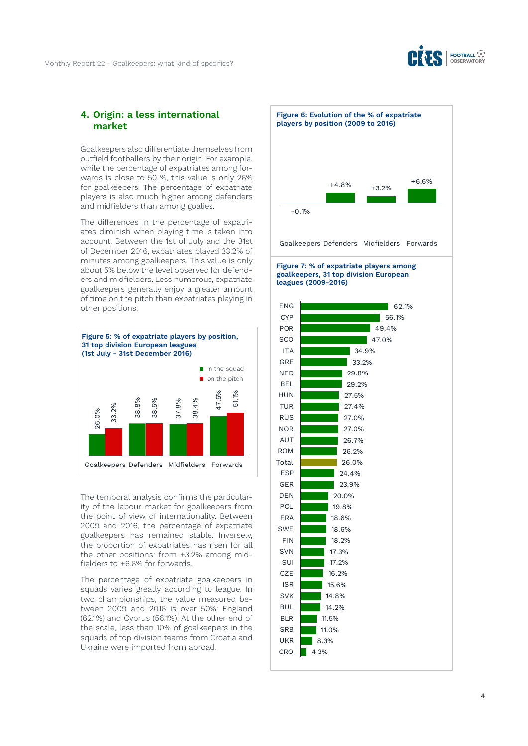## 4. Origin: a less international market

Goalkeepers also differentiate themselves from outfield footballers by their origin. For example, while the percentage of expatriates among forwards is close to 50 %, this value is only 26% for goalkeepers. The percentage of expatriate players is also much higher among defenders and midfielders than among goalies.

The differences in the percentage of expatriates diminish when playing time is taken into account. Between the 1st of July and the 31st of December 2016, expatriates played 33.2% of minutes among goalkeepers. This value is only about 5% below the level observed for defenders and midfielders. Less numerous, expatriate goalkeepers generally enjoy a greater amount of time on the pitch than expatriates playing in other positions.

**Figure 5: % of expatriate players by position, 31 top division European leagues (1st July - 31st December 2016)**

| Position | in the squad | on the pitch |
|---|---|---|
| Goalkeepers | 26.0% | 33.2% |
| Defenders | 38.8% | 38.5% |
| Midfielders | 37.8% | 38.4% |
| Forwards | 47.5% | 51.1% |

The temporal analysis confirms the particularity of the labour market for goalkeepers from the point of view of internationality. Between 2009 and 2016, the percentage of expatriate goalkeepers has remained stable. Inversely, the proportion of expatriates has risen for all the other positions: from +3.2% among midfielders to +6.6% for forwards.

The percentage of expatriate goalkeepers in squads varies greatly according to league. In two championships, the value measured between 2009 and 2016 is over 50%: England (62.1%) and Cyprus (56.1%). At the other end of the scale, less than 10% of goalkeepers in the squads of top division teams from Croatia and Ukraine were imported from abroad.

**Figure 6: Evolution of the % of expatriate players by position (2009 to 2016)**

| Position | Evolution |
|---|---|
| Goalkeepers | -0.1% |
| Defenders | +4.8% |
| Midfielders | +3.2% |
| Forwards | +6.6% |

**Figure 7: % of expatriate players among goalkeepers, 31 top division European leagues (2009-2016)**

| League | % |
|---|---|
| ENG | 62.1% |
| CYP | 56.1% |
| POR | 49.4% |
| SCO | 47.0% |
| ITA | 34.9% |
| GRE | 33.2% |
| NED | 29.8% |
| BEL | 29.2% |
| HUN | 27.5% |
| TUR | 27.4% |
| RUS | 27.0% |
| NOR | 27.0% |
| AUT | 26.7% |
| ROM | 26.2% |
| Total | 26.0% |
| ESP | 24.4% |
| GER | 23.9% |
| DEN | 20.0% |
| POL | 19.8% |
| FRA | 18.6% |
| SWE | 18.6% |
| FIN | 18.2% |
| SVN | 17.3% |
| SUI | 17.2% |
| CZE | 16.2% |
| ISR | 15.6% |
| SVK | 14.8% |
| BUL | 14.2% |
| BLR | 11.5% |
| SRB | 11.0% |
| UKR | 8.3% |
| CRO | 4.3% |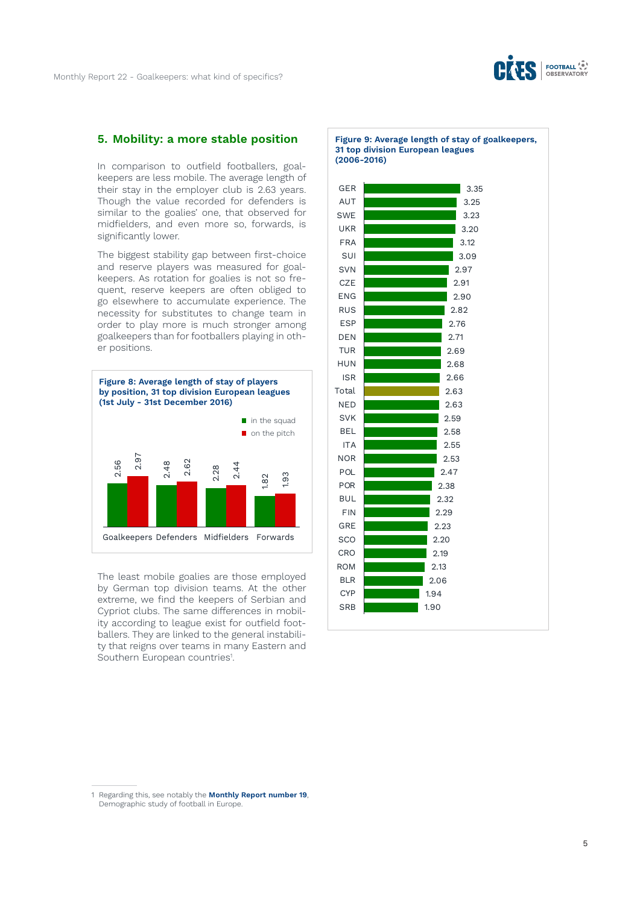## 5. Mobility: a more stable position

In comparison to outfield footballers, goalkeepers are less mobile. The average length of their stay in the employer club is 2.63 years. Though the value recorded for defenders is similar to the goalies' one, that observed for midfielders, and even more so, forwards, is significantly lower.

The biggest stability gap between first-choice and reserve players was measured for goalkeepers. As rotation for goalies is not so frequent, reserve keepers are often obliged to go elsewhere to accumulate experience. The necessity for substitutes to change team in order to play more is much stronger among goalkeepers than for footballers playing in other positions.

**Figure 8: Average length of stay of players by position, 31 top division European leagues (1st July - 31st December 2016)**

| | in the squad | on the pitch |
|---|---|---|
| Goalkeepers | 2.56 | 2.97 |
| Defenders | 2.48 | 2.62 |
| Midfielders | 2.28 | 2.44 |
| Forwards | 1.82 | 1.93 |

The least mobile goalies are those employed by German top division teams. At the other extreme, we find the keepers of Serbian and Cypriot clubs. The same differences in mobility according to league exist for outfield footballers. They are linked to the general instability that reigns over teams in many Eastern and Southern European countries[1].

**Figure 9: Average length of stay of goalkeepers, 31 top division European leagues (2006-2016)**

| League | Years |
|---|---|
| GER | 3.35 |
| AUT | 3.25 |
| SWE | 3.23 |
| UKR | 3.20 |
| FRA | 3.12 |
| SUI | 3.09 |
| SVN | 2.97 |
| CZE | 2.91 |
| ENG | 2.90 |
| RUS | 2.82 |
| ESP | 2.76 |
| DEN | 2.71 |
| TUR | 2.69 |
| HUN | 2.68 |
| ISR | 2.66 |
| Total | 2.63 |
| NED | 2.63 |
| SVK | 2.59 |
| BEL | 2.58 |
| ITA | 2.55 |
| NOR | 2.53 |
| POL | 2.47 |
| POR | 2.38 |
| BUL | 2.32 |
| FIN | 2.29 |
| GRE | 2.23 |
| SCO | 2.20 |
| CRO | 2.19 |
| ROM | 2.13 |
| BLR | 2.06 |
| CYP | 1.94 |
| SRB | 1.90 |

---

1 Regarding this, see notably the **Monthly Report number 19**, Demographic study of football in Europe.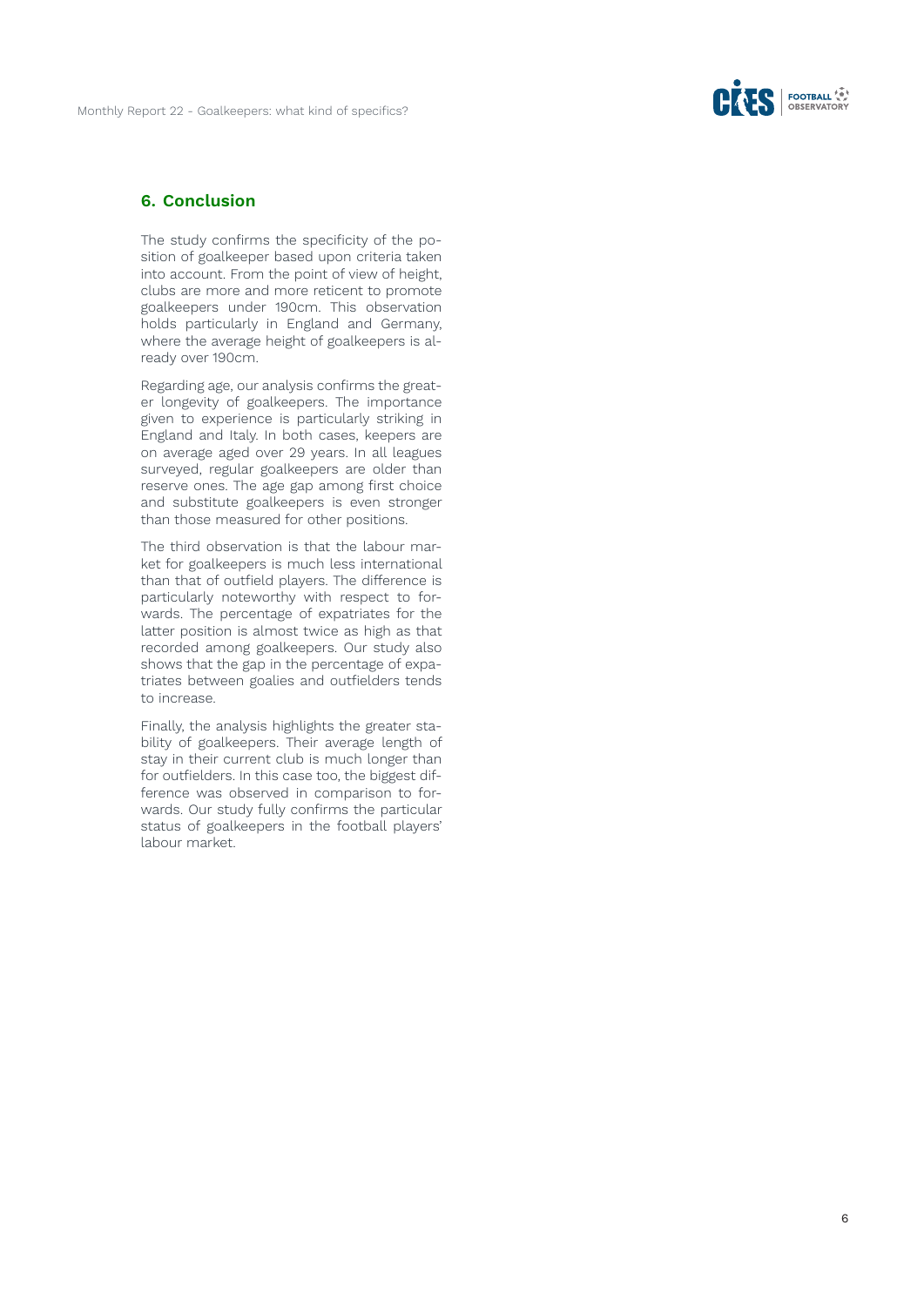## 6. Conclusion

The study confirms the specificity of the position of goalkeeper based upon criteria taken into account. From the point of view of height, clubs are more and more reticent to promote goalkeepers under 190cm. This observation holds particularly in England and Germany, where the average height of goalkeepers is already over 190cm.

Regarding age, our analysis confirms the greater longevity of goalkeepers. The importance given to experience is particularly striking in England and Italy. In both cases, keepers are on average aged over 29 years. In all leagues surveyed, regular goalkeepers are older than reserve ones. The age gap among first choice and substitute goalkeepers is even stronger than those measured for other positions.

The third observation is that the labour market for goalkeepers is much less international than that of outfield players. The difference is particularly noteworthy with respect to forwards. The percentage of expatriates for the latter position is almost twice as high as that recorded among goalkeepers. Our study also shows that the gap in the percentage of expatriates between goalies and outfielders tends to increase.

Finally, the analysis highlights the greater stability of goalkeepers. Their average length of stay in their current club is much longer than for outfielders. In this case too, the biggest difference was observed in comparison to forwards. Our study fully confirms the particular status of goalkeepers in the football players' labour market.